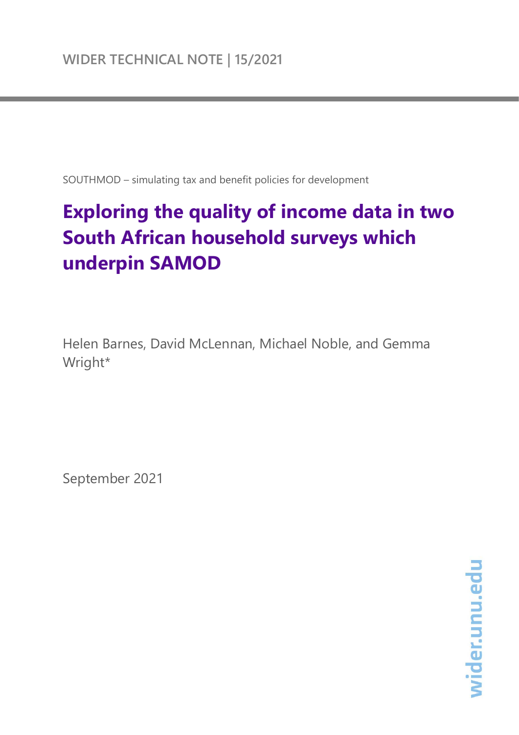WIDER TECHNICAL NOTE | 15/2021

SOUTHMOD – simulating tax and benefit policies for development

# Exploring the quality of income data in two South African household surveys which underpin SAMOD

Helen Barnes, David McLennan, Michael Noble, and Gemma Wright*

September 2021

wider.unu.edu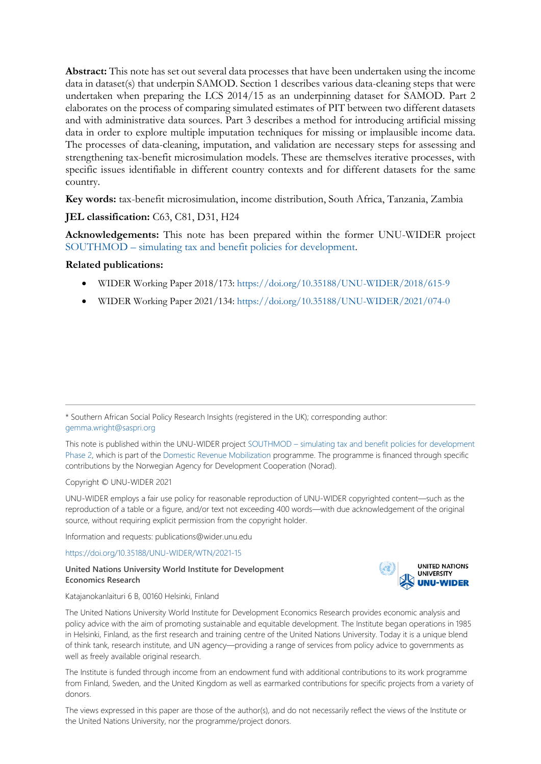**Abstract:** This note has set out several data processes that have been undertaken using the income data in dataset(s) that underpin SAMOD. Section 1 describes various data-cleaning steps that were undertaken when preparing the LCS 2014/15 as an underpinning dataset for SAMOD. Part 2 elaborates on the process of comparing simulated estimates of PIT between two different datasets and with administrative data sources. Part 3 describes a method for introducing artificial missing data in order to explore multiple imputation techniques for missing or implausible income data. The processes of data-cleaning, imputation, and validation are necessary steps for assessing and strengthening tax-benefit microsimulation models. These are themselves iterative processes, with specific issues identifiable in different country contexts and for different datasets for the same country.

**Key words:** tax-benefit microsimulation, income distribution, South Africa, Tanzania, Zambia

**JEL classification:** C63, C81, D31, H24

**Acknowledgements:** This note has been prepared within the former UNU-WIDER project SOUTHMOD – simulating tax and benefit policies for development.

**Related publications:**

- WIDER Working Paper 2018/173: https://doi.org/10.35188/UNU-WIDER/2018/615-9
- WIDER Working Paper 2021/134: https://doi.org/10.35188/UNU-WIDER/2021/074-0

---

* Southern African Social Policy Research Insights (registered in the UK); corresponding author: gemma.wright@saspri.org

This note is published within the UNU-WIDER project SOUTHMOD – simulating tax and benefit policies for development Phase 2, which is part of the Domestic Revenue Mobilization programme. The programme is financed through specific contributions by the Norwegian Agency for Development Cooperation (Norad).

Copyright © UNU-WIDER 2021

UNU-WIDER employs a fair use policy for reasonable reproduction of UNU-WIDER copyrighted content—such as the reproduction of a table or a figure, and/or text not exceeding 400 words—with due acknowledgement of the original source, without requiring explicit permission from the copyright holder.

Information and requests: publications@wider.unu.edu

https://doi.org/10.35188/UNU-WIDER/WTN/2021-15

**United Nations University World Institute for Development Economics Research**

Katajanokanlaituri 6 B, 00160 Helsinki, Finland

The United Nations University World Institute for Development Economics Research provides economic analysis and policy advice with the aim of promoting sustainable and equitable development. The Institute began operations in 1985 in Helsinki, Finland, as the first research and training centre of the United Nations University. Today it is a unique blend of think tank, research institute, and UN agency—providing a range of services from policy advice to governments as well as freely available original research.

The Institute is funded through income from an endowment fund with additional contributions to its work programme from Finland, Sweden, and the United Kingdom as well as earmarked contributions for specific projects from a variety of donors.

The views expressed in this paper are those of the author(s), and do not necessarily reflect the views of the Institute or the United Nations University, nor the programme/project donors.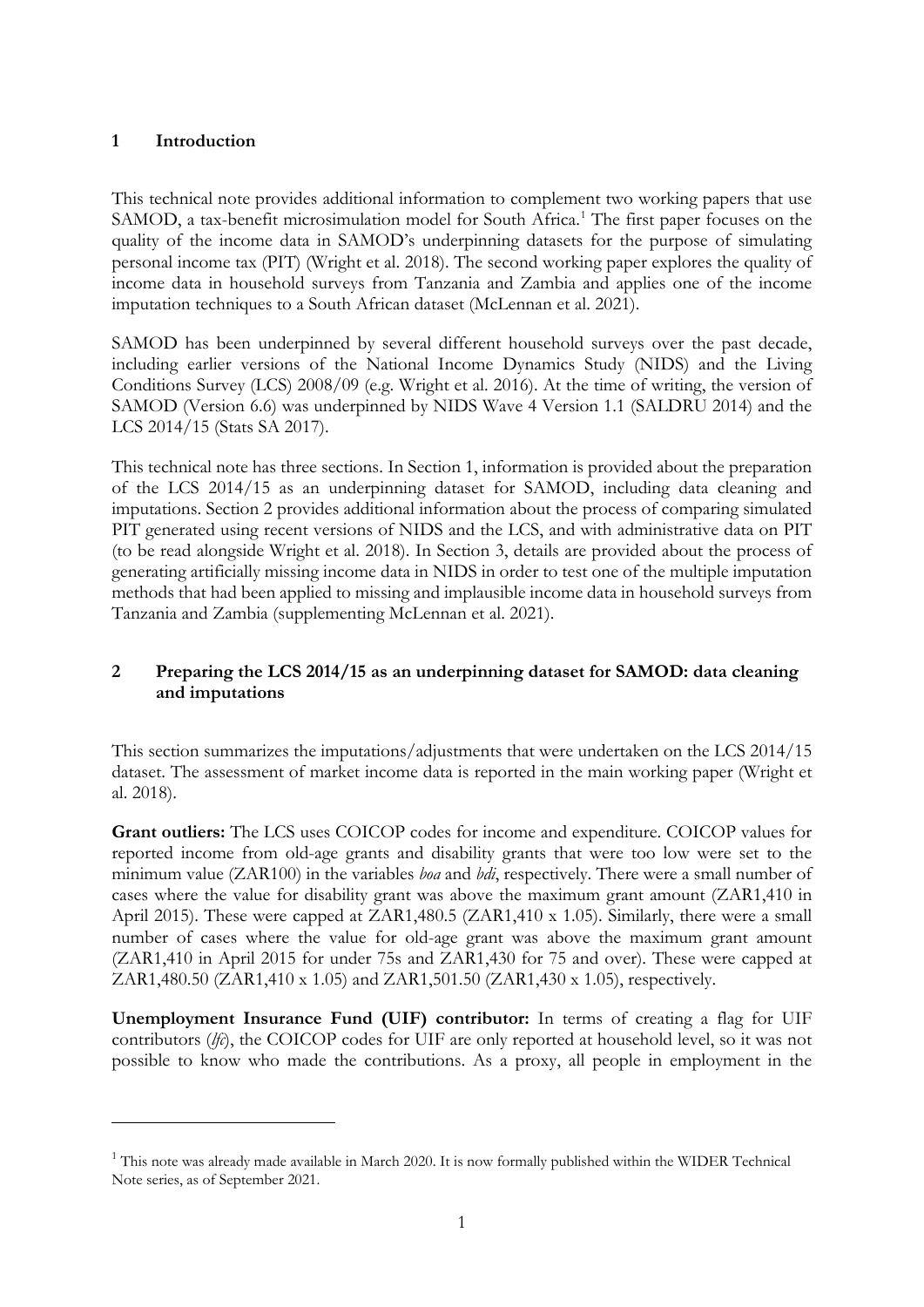## 1 Introduction

This technical note provides additional information to complement two working papers that use SAMOD, a tax-benefit microsimulation model for South Africa.[1] The first paper focuses on the quality of the income data in SAMOD's underpinning datasets for the purpose of simulating personal income tax (PIT) (Wright et al. 2018). The second working paper explores the quality of income data in household surveys from Tanzania and Zambia and applies one of the income imputation techniques to a South African dataset (McLennan et al. 2021).

SAMOD has been underpinned by several different household surveys over the past decade, including earlier versions of the National Income Dynamics Study (NIDS) and the Living Conditions Survey (LCS) 2008/09 (e.g. Wright et al. 2016). At the time of writing, the version of SAMOD (Version 6.6) was underpinned by NIDS Wave 4 Version 1.1 (SALDRU 2014) and the LCS 2014/15 (Stats SA 2017).

This technical note has three sections. In Section 1, information is provided about the preparation of the LCS 2014/15 as an underpinning dataset for SAMOD, including data cleaning and imputations. Section 2 provides additional information about the process of comparing simulated PIT generated using recent versions of NIDS and the LCS, and with administrative data on PIT (to be read alongside Wright et al. 2018). In Section 3, details are provided about the process of generating artificially missing income data in NIDS in order to test one of the multiple imputation methods that had been applied to missing and implausible income data in household surveys from Tanzania and Zambia (supplementing McLennan et al. 2021).

## 2 Preparing the LCS 2014/15 as an underpinning dataset for SAMOD: data cleaning and imputations

This section summarizes the imputations/adjustments that were undertaken on the LCS 2014/15 dataset. The assessment of market income data is reported in the main working paper (Wright et al. 2018).

**Grant outliers:** The LCS uses COICOP codes for income and expenditure. COICOP values for reported income from old-age grants and disability grants that were too low were set to the minimum value (ZAR100) in the variables *boa* and *bdi*, respectively. There were a small number of cases where the value for disability grant was above the maximum grant amount (ZAR1,410 in April 2015). These were capped at ZAR1,480.5 (ZAR1,410 x 1.05). Similarly, there were a small number of cases where the value for old-age grant was above the maximum grant amount (ZAR1,410 in April 2015 for under 75s and ZAR1,430 for 75 and over). These were capped at ZAR1,480.50 (ZAR1,410 x 1.05) and ZAR1,501.50 (ZAR1,430 x 1.05), respectively.

**Unemployment Insurance Fund (UIF) contributor:** In terms of creating a flag for UIF contributors (*lfc*), the COICOP codes for UIF are only reported at household level, so it was not possible to know who made the contributions. As a proxy, all people in employment in the

[1] This note was already made available in March 2020. It is now formally published within the WIDER Technical Note series, as of September 2021.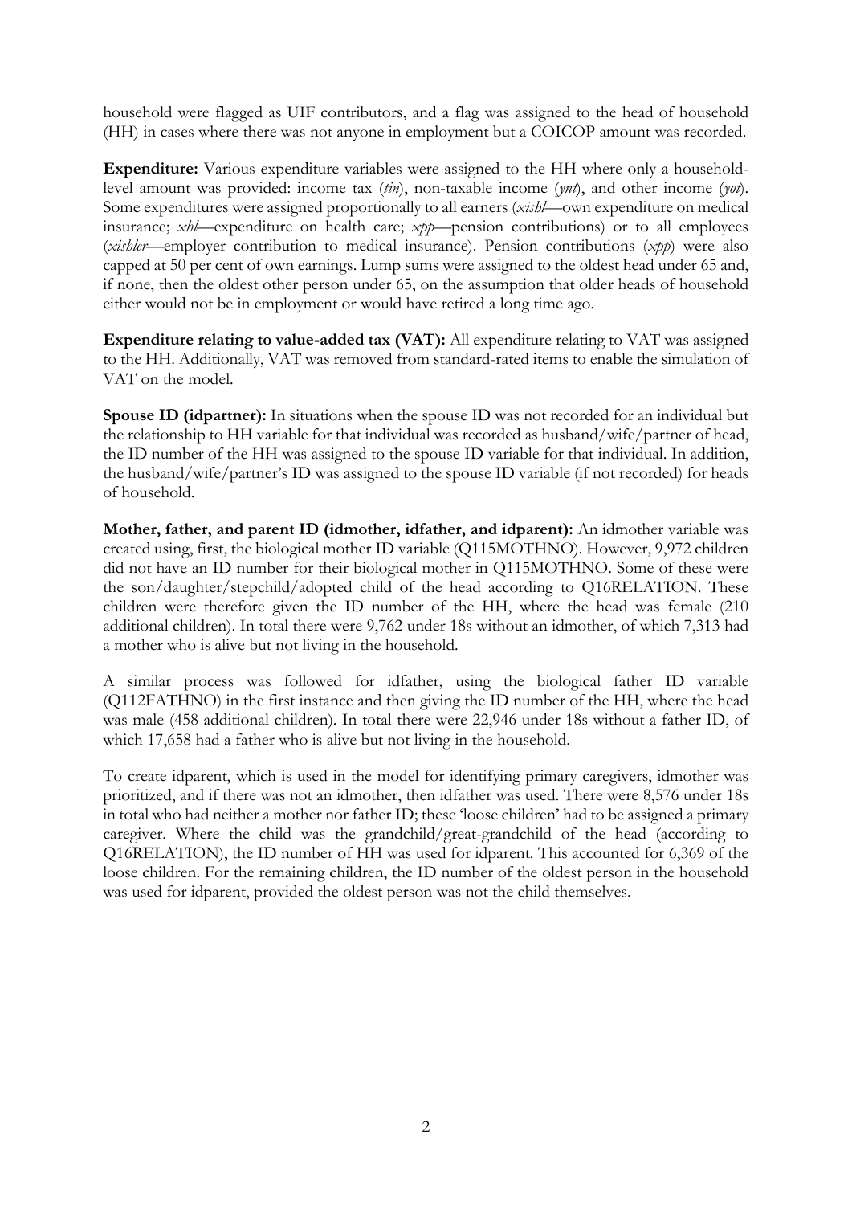household were flagged as UIF contributors, and a flag was assigned to the head of household (HH) in cases where there was not anyone in employment but a COICOP amount was recorded.

**Expenditure:** Various expenditure variables were assigned to the HH where only a household-level amount was provided: income tax (*tin*), non-taxable income (*ynt*), and other income (*yot*). Some expenditures were assigned proportionally to all earners (*xishl*—own expenditure on medical insurance; *xhl*—expenditure on health care; *xpp*—pension contributions) or to all employees (*xishler*—employer contribution to medical insurance). Pension contributions (*xpp*) were also capped at 50 per cent of own earnings. Lump sums were assigned to the oldest head under 65 and, if none, then the oldest other person under 65, on the assumption that older heads of household either would not be in employment or would have retired a long time ago.

**Expenditure relating to value-added tax (VAT):** All expenditure relating to VAT was assigned to the HH. Additionally, VAT was removed from standard-rated items to enable the simulation of VAT on the model.

**Spouse ID (idpartner):** In situations when the spouse ID was not recorded for an individual but the relationship to HH variable for that individual was recorded as husband/wife/partner of head, the ID number of the HH was assigned to the spouse ID variable for that individual. In addition, the husband/wife/partner's ID was assigned to the spouse ID variable (if not recorded) for heads of household.

**Mother, father, and parent ID (idmother, idfather, and idparent):** An idmother variable was created using, first, the biological mother ID variable (Q115MOTHNO). However, 9,972 children did not have an ID number for their biological mother in Q115MOTHNO. Some of these were the son/daughter/stepchild/adopted child of the head according to Q16RELATION. These children were therefore given the ID number of the HH, where the head was female (210 additional children). In total there were 9,762 under 18s without an idmother, of which 7,313 had a mother who is alive but not living in the household.

A similar process was followed for idfather, using the biological father ID variable (Q112FATHNO) in the first instance and then giving the ID number of the HH, where the head was male (458 additional children). In total there were 22,946 under 18s without a father ID, of which 17,658 had a father who is alive but not living in the household.

To create idparent, which is used in the model for identifying primary caregivers, idmother was prioritized, and if there was not an idmother, then idfather was used. There were 8,576 under 18s in total who had neither a mother nor father ID; these 'loose children' had to be assigned a primary caregiver. Where the child was the grandchild/great-grandchild of the head (according to Q16RELATION), the ID number of HH was used for idparent. This accounted for 6,369 of the loose children. For the remaining children, the ID number of the oldest person in the household was used for idparent, provided the oldest person was not the child themselves.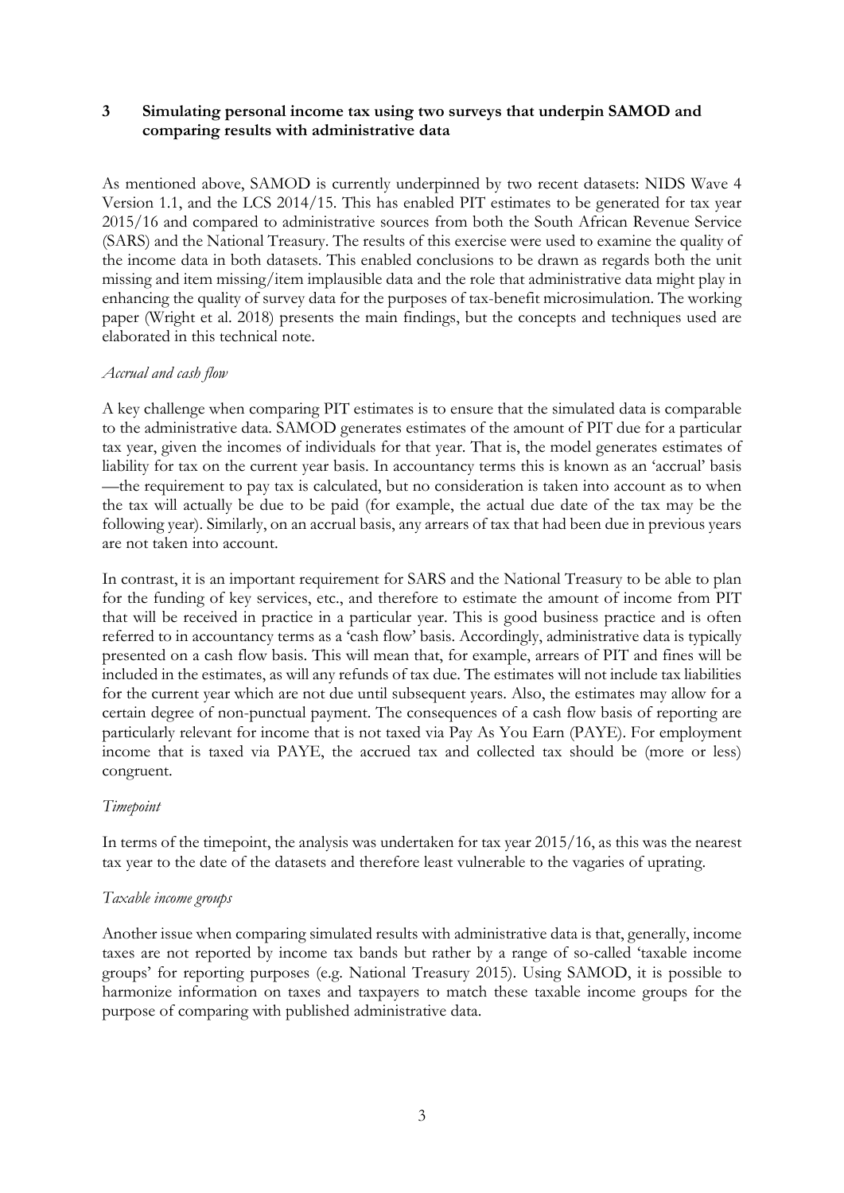## 3 Simulating personal income tax using two surveys that underpin SAMOD and comparing results with administrative data

As mentioned above, SAMOD is currently underpinned by two recent datasets: NIDS Wave 4 Version 1.1, and the LCS 2014/15. This has enabled PIT estimates to be generated for tax year 2015/16 and compared to administrative sources from both the South African Revenue Service (SARS) and the National Treasury. The results of this exercise were used to examine the quality of the income data in both datasets. This enabled conclusions to be drawn as regards both the unit missing and item missing/item implausible data and the role that administrative data might play in enhancing the quality of survey data for the purposes of tax-benefit microsimulation. The working paper (Wright et al. 2018) presents the main findings, but the concepts and techniques used are elaborated in this technical note.

*Accrual and cash flow*

A key challenge when comparing PIT estimates is to ensure that the simulated data is comparable to the administrative data. SAMOD generates estimates of the amount of PIT due for a particular tax year, given the incomes of individuals for that year. That is, the model generates estimates of liability for tax on the current year basis. In accountancy terms this is known as an 'accrual' basis —the requirement to pay tax is calculated, but no consideration is taken into account as to when the tax will actually be due to be paid (for example, the actual due date of the tax may be the following year). Similarly, on an accrual basis, any arrears of tax that had been due in previous years are not taken into account.

In contrast, it is an important requirement for SARS and the National Treasury to be able to plan for the funding of key services, etc., and therefore to estimate the amount of income from PIT that will be received in practice in a particular year. This is good business practice and is often referred to in accountancy terms as a 'cash flow' basis. Accordingly, administrative data is typically presented on a cash flow basis. This will mean that, for example, arrears of PIT and fines will be included in the estimates, as will any refunds of tax due. The estimates will not include tax liabilities for the current year which are not due until subsequent years. Also, the estimates may allow for a certain degree of non-punctual payment. The consequences of a cash flow basis of reporting are particularly relevant for income that is not taxed via Pay As You Earn (PAYE). For employment income that is taxed via PAYE, the accrued tax and collected tax should be (more or less) congruent.

*Timepoint*

In terms of the timepoint, the analysis was undertaken for tax year 2015/16, as this was the nearest tax year to the date of the datasets and therefore least vulnerable to the vagaries of uprating.

*Taxable income groups*

Another issue when comparing simulated results with administrative data is that, generally, income taxes are not reported by income tax bands but rather by a range of so-called 'taxable income groups' for reporting purposes (e.g. National Treasury 2015). Using SAMOD, it is possible to harmonize information on taxes and taxpayers to match these taxable income groups for the purpose of comparing with published administrative data.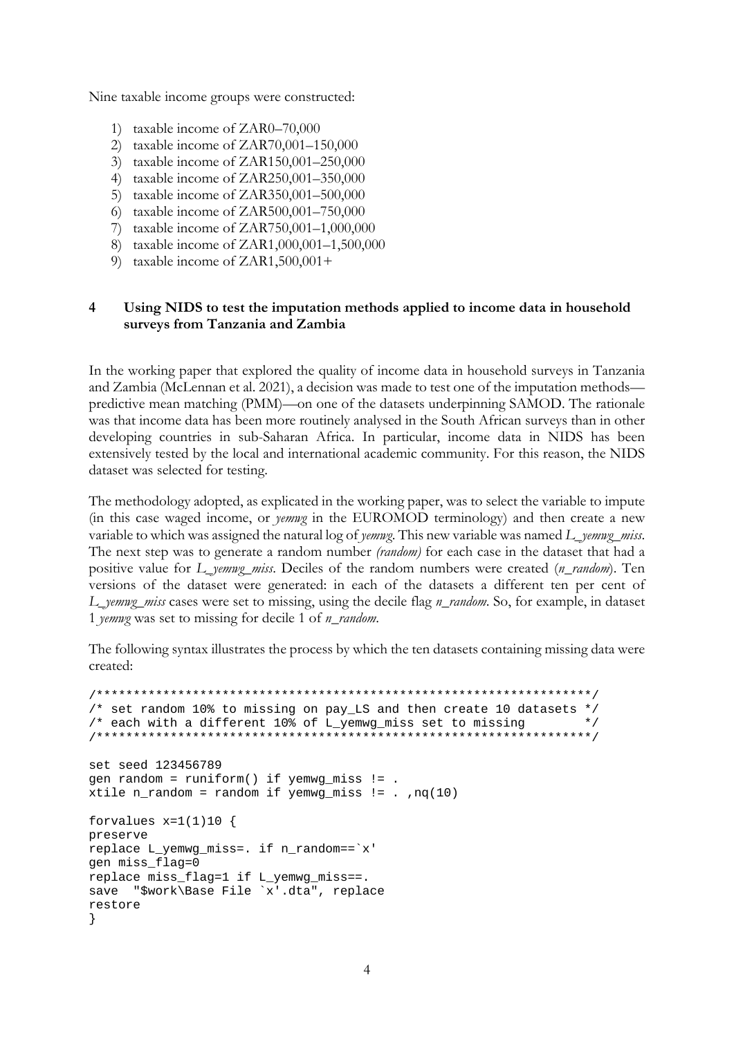Nine taxable income groups were constructed:

1) taxable income of ZAR0–70,000
2) taxable income of ZAR70,001–150,000
3) taxable income of ZAR150,001–250,000
4) taxable income of ZAR250,001–350,000
5) taxable income of ZAR350,001–500,000
6) taxable income of ZAR500,001–750,000
7) taxable income of ZAR750,001–1,000,000
8) taxable income of ZAR1,000,001–1,500,000
9) taxable income of ZAR1,500,001+

## 4 Using NIDS to test the imputation methods applied to income data in household surveys from Tanzania and Zambia

In the working paper that explored the quality of income data in household surveys in Tanzania and Zambia (McLennan et al. 2021), a decision was made to test one of the imputation methods—predictive mean matching (PMM)—on one of the datasets underpinning SAMOD. The rationale was that income data has been more routinely analysed in the South African surveys than in other developing countries in sub-Saharan Africa. In particular, income data in NIDS has been extensively tested by the local and international academic community. For this reason, the NIDS dataset was selected for testing.

The methodology adopted, as explicated in the working paper, was to select the variable to impute (in this case waged income, or *yemwg* in the EUROMOD terminology) and then create a new variable to which was assigned the natural log of *yemwg*. This new variable was named *L_yemwg_miss*. The next step was to generate a random number *(random)* for each case in the dataset that had a positive value for *L_yemwg_miss*. Deciles of the random numbers were created (*n_random*). Ten versions of the dataset were generated: in each of the datasets a different ten per cent of *L_yemwg_miss* cases were set to missing, using the decile flag *n_random*. So, for example, in dataset 1 *yemwg* was set to missing for decile 1 of *n_random*.

The following syntax illustrates the process by which the ten datasets containing missing data were created:

```
/*******************************************************************/
/* set random 10% to missing on pay_LS and then create 10 datasets */
/* each with a different 10% of L_yemwg_miss set to missing        */
/*******************************************************************/

set seed 123456789
gen random = runiform() if yemwg_miss != .
xtile n_random = random if yemwg_miss != . ,nq(10)

forvalues x=1(1)10 {
preserve
replace L_yemwg_miss=. if n_random==`x'
gen miss_flag=0
replace miss_flag=1 if L_yemwg_miss==.
save  "$work\Base File `x'.dta", replace
restore
}
```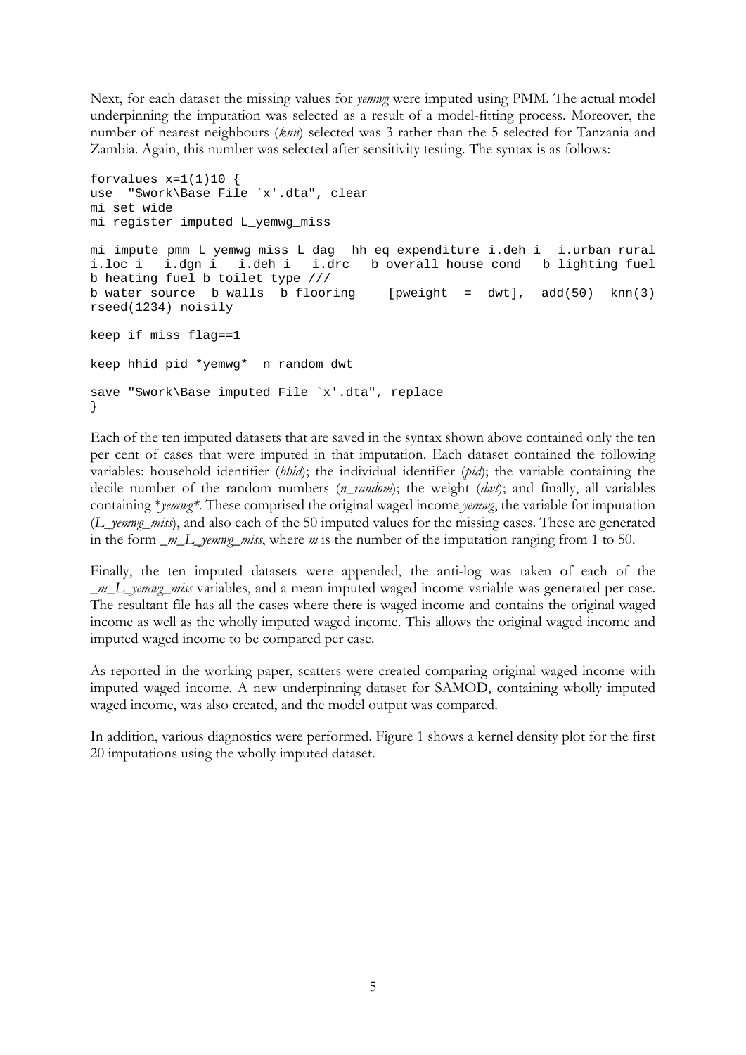Next, for each dataset the missing values for *yemwg* were imputed using PMM. The actual model underpinning the imputation was selected as a result of a model-fitting process. Moreover, the number of nearest neighbours (*knn*) selected was 3 rather than the 5 selected for Tanzania and Zambia. Again, this number was selected after sensitivity testing. The syntax is as follows:

```
forvalues x=1(1)10 {
use  "$work\Base File `x'.dta", clear
mi set wide
mi register imputed L_yemwg_miss

mi impute pmm L_yemwg_miss L_dag  hh_eq_expenditure i.deh_i  i.urban_rural
i.loc_i  i.dgn_i  i.deh_i  i.drc  b_overall_house_cond  b_lighting_fuel
b_heating_fuel b_toilet_type ///
b_water_source  b_walls  b_flooring    [pweight  =  dwt],  add(50)  knn(3)
rseed(1234) noisily

keep if miss_flag==1

keep hhid pid *yemwg*  n_random dwt

save "$work\Base imputed File `x'.dta", replace
}
```

Each of the ten imputed datasets that are saved in the syntax shown above contained only the ten per cent of cases that were imputed in that imputation. Each dataset contained the following variables: household identifier (*hhid*); the individual identifier (*pid*); the variable containing the decile number of the random numbers (*n_random*); the weight (*dwt*); and finally, all variables containing **yemwg**. These comprised the original waged income *yemwg*, the variable for imputation (*L_yemwg_miss*), and also each of the 50 imputed values for the missing cases. These are generated in the form *_m_L_yemwg_miss*, where *m* is the number of the imputation ranging from 1 to 50.

Finally, the ten imputed datasets were appended, the anti-log was taken of each of the *_m_L_yemwg_miss* variables, and a mean imputed waged income variable was generated per case. The resultant file has all the cases where there is waged income and contains the original waged income as well as the wholly imputed waged income. This allows the original waged income and imputed waged income to be compared per case.

As reported in the working paper, scatters were created comparing original waged income with imputed waged income. A new underpinning dataset for SAMOD, containing wholly imputed waged income, was also created, and the model output was compared.

In addition, various diagnostics were performed. Figure 1 shows a kernel density plot for the first 20 imputations using the wholly imputed dataset.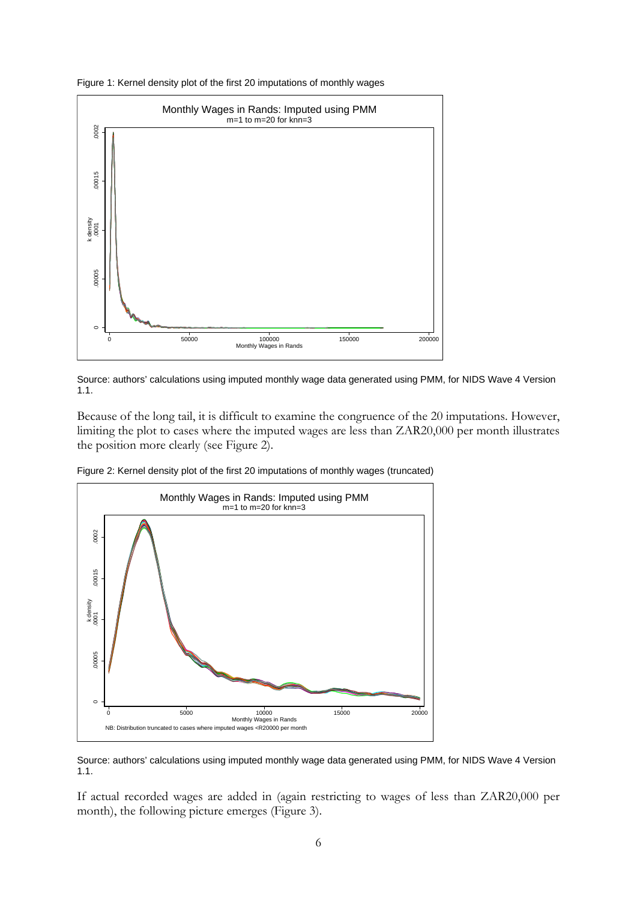Figure 1: Kernel density plot of the first 20 imputations of monthly wages

Monthly Wages in Rands: Imputed using PMM
m=1 to m=20 for knn=3

k density

0
.00005
.0001
.00015
.0002

0
50000
100000
150000
200000

Monthly Wages in Rands

Source: authors' calculations using imputed monthly wage data generated using PMM, for NIDS Wave 4 Version 1.1.

Because of the long tail, it is difficult to examine the congruence of the 20 imputations. However, limiting the plot to cases where the imputed wages are less than ZAR20,000 per month illustrates the position more clearly (see Figure 2).

Figure 2: Kernel density plot of the first 20 imputations of monthly wages (truncated)

Monthly Wages in Rands: Imputed using PMM
m=1 to m=20 for knn=3

k density

0
.00005
.0001
.00015
.0002

0
5000
10000
15000
20000

Monthly Wages in Rands

NB: Distribution truncated to cases where imputed wages <R20000 per month

Source: authors' calculations using imputed monthly wage data generated using PMM, for NIDS Wave 4 Version 1.1.

If actual recorded wages are added in (again restricting to wages of less than ZAR20,000 per month), the following picture emerges (Figure 3).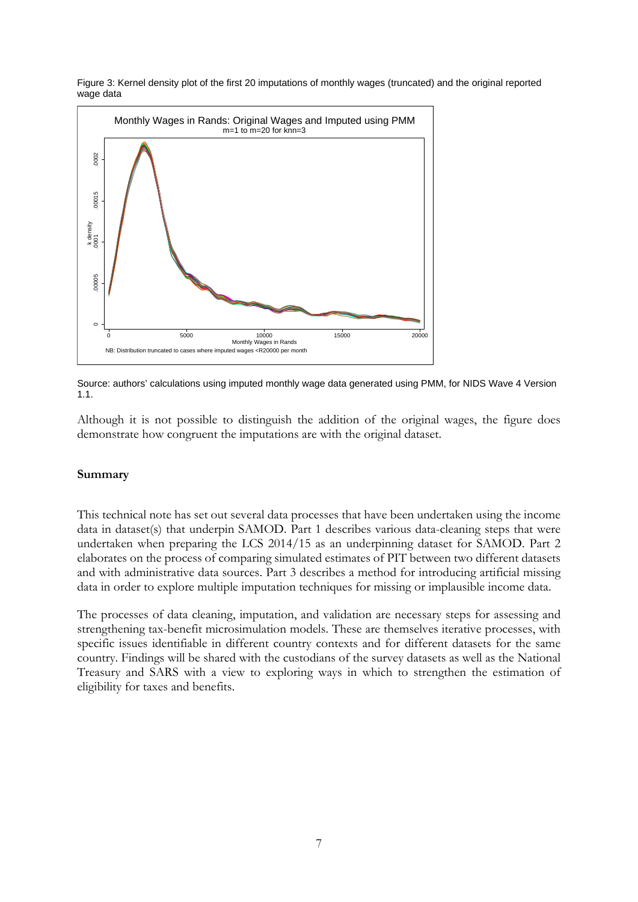Figure 3: Kernel density plot of the first 20 imputations of monthly wages (truncated) and the original reported wage data

Monthly Wages in Rands: Original Wages and Imputed using PMM

m=1 to m=20 for knn=3

k density

0

.00005

.0001

.00015

.0002

0

5000

10000

15000

20000

Monthly Wages in Rands

NB: Distribution truncated to cases where imputed wages <R20000 per month

Source: authors' calculations using imputed monthly wage data generated using PMM, for NIDS Wave 4 Version 1.1.

Although it is not possible to distinguish the addition of the original wages, the figure does demonstrate how congruent the imputations are with the original dataset.

**Summary**

This technical note has set out several data processes that have been undertaken using the income data in dataset(s) that underpin SAMOD. Part 1 describes various data-cleaning steps that were undertaken when preparing the LCS 2014/15 as an underpinning dataset for SAMOD. Part 2 elaborates on the process of comparing simulated estimates of PIT between two different datasets and with administrative data sources. Part 3 describes a method for introducing artificial missing data in order to explore multiple imputation techniques for missing or implausible income data.

The processes of data cleaning, imputation, and validation are necessary steps for assessing and strengthening tax-benefit microsimulation models. These are themselves iterative processes, with specific issues identifiable in different country contexts and for different datasets for the same country. Findings will be shared with the custodians of the survey datasets as well as the National Treasury and SARS with a view to exploring ways in which to strengthen the estimation of eligibility for taxes and benefits.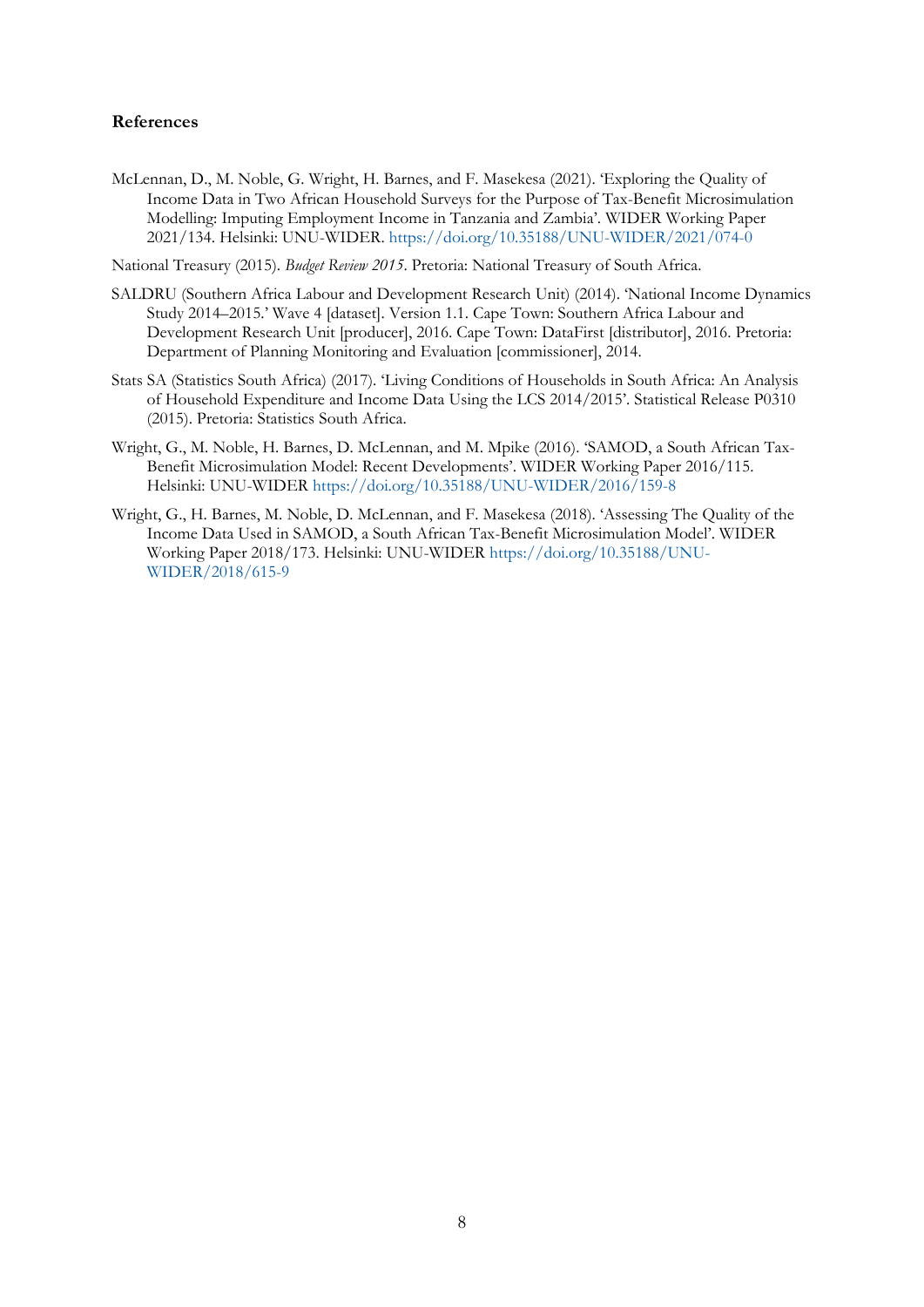## References

McLennan, D., M. Noble, G. Wright, H. Barnes, and F. Masekesa (2021). 'Exploring the Quality of Income Data in Two African Household Surveys for the Purpose of Tax-Benefit Microsimulation Modelling: Imputing Employment Income in Tanzania and Zambia'. WIDER Working Paper 2021/134. Helsinki: UNU-WIDER. https://doi.org/10.35188/UNU-WIDER/2021/074-0

National Treasury (2015). *Budget Review 2015*. Pretoria: National Treasury of South Africa.

SALDRU (Southern Africa Labour and Development Research Unit) (2014). 'National Income Dynamics Study 2014–2015.' Wave 4 [dataset]. Version 1.1. Cape Town: Southern Africa Labour and Development Research Unit [producer], 2016. Cape Town: DataFirst [distributor], 2016. Pretoria: Department of Planning Monitoring and Evaluation [commissioner], 2014.

Stats SA (Statistics South Africa) (2017). 'Living Conditions of Households in South Africa: An Analysis of Household Expenditure and Income Data Using the LCS 2014/2015'. Statistical Release P0310 (2015). Pretoria: Statistics South Africa.

Wright, G., M. Noble, H. Barnes, D. McLennan, and M. Mpike (2016). 'SAMOD, a South African Tax-Benefit Microsimulation Model: Recent Developments'. WIDER Working Paper 2016/115. Helsinki: UNU-WIDER https://doi.org/10.35188/UNU-WIDER/2016/159-8

Wright, G., H. Barnes, M. Noble, D. McLennan, and F. Masekesa (2018). 'Assessing The Quality of the Income Data Used in SAMOD, a South African Tax-Benefit Microsimulation Model'. WIDER Working Paper 2018/173. Helsinki: UNU-WIDER https://doi.org/10.35188/UNU-WIDER/2018/615-9